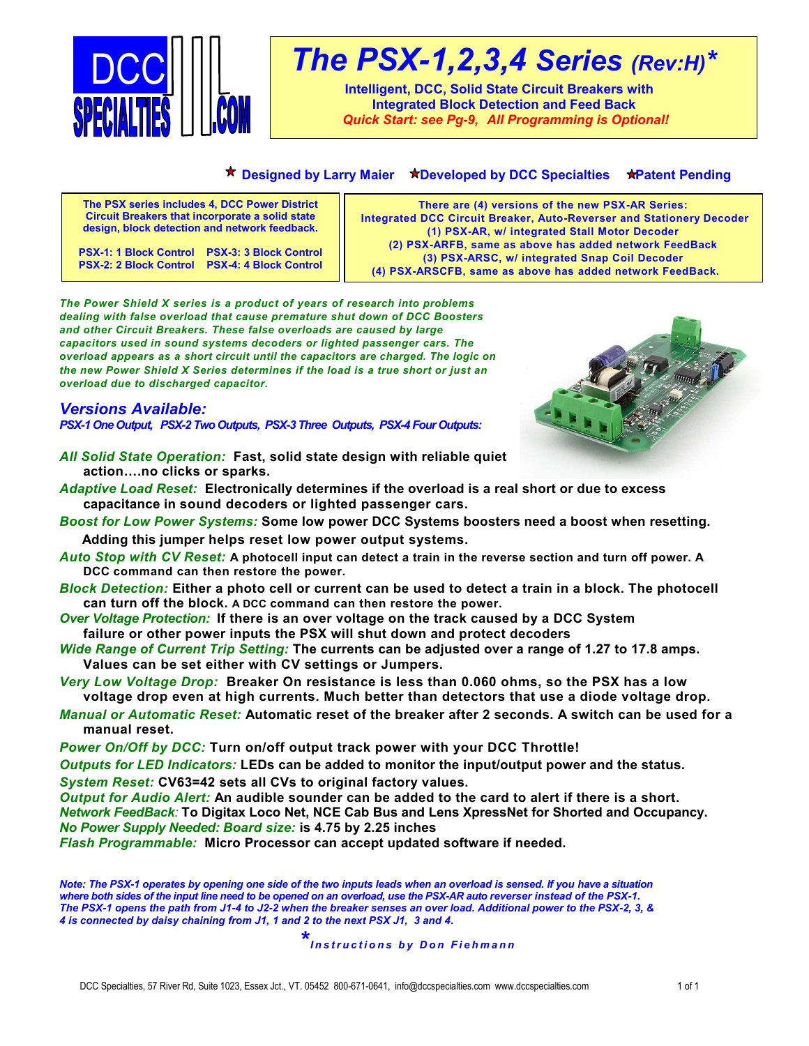# The PSX-1,2,3,4 Series *(Rev:H)**

**Intelligent, DCC, Solid State Circuit Breakers with Integrated Block Detection and Feed Back**

***Quick Start: see Pg-9, All Programming is Optional!***

**★ Designed by Larry Maier ★Developed by DCC Specialties ★Patent Pending**

**The PSX series includes 4, DCC Power District Circuit Breakers that incorporate a solid state design, block detection and network feedback.**

**PSX-1: 1 Block Control PSX-3: 3 Block Control**
**PSX-2: 2 Block Control PSX-4: 4 Block Control**

**There are (4) versions of the new PSX-AR Series: Integrated DCC Circuit Breaker, Auto-Reverser and Stationery Decoder**
**(1) PSX-AR, w/ integrated Stall Motor Decoder**
**(2) PSX-ARFB, same as above has added network FeedBack**
**(3) PSX-ARSC, w/ integrated Snap Coil Decoder**
**(4) PSX-ARSCFB, same as above has added network FeedBack.**

***The Power Shield X series is a product of years of research into problems dealing with false overload that cause premature shut down of DCC Boosters and other Circuit Breakers. These false overloads are caused by large capacitors used in sound systems decoders or lighted passenger cars. The overload appears as a short circuit until the capacitors are charged. The logic on the new Power Shield X Series determines if the load is a true short or just an overload due to discharged capacitor.***

## *Versions Available:*

***PSX-1 One Output, PSX-2 Two Outputs, PSX-3 Three Outputs, PSX-4 Four Outputs:***

*All Solid State Operation:* **Fast, solid state design with reliable quiet action….no clicks or sparks.**

*Adaptive Load Reset:* **Electronically determines if the overload is a real short or due to excess capacitance in sound decoders or lighted passenger cars.**

*Boost for Low Power Systems:* **Some low power DCC Systems boosters need a boost when resetting. Adding this jumper helps reset low power output systems.**

*Auto Stop with CV Reset:* **A photocell input can detect a train in the reverse section and turn off power. A DCC command can then restore the power.**

*Block Detection:* **Either a photo cell or current can be used to detect a train in a block. The photocell can turn off the block. A DCC command can then restore the power.**

*Over Voltage Protection:* **If there is an over voltage on the track caused by a DCC System failure or other power inputs the PSX will shut down and protect decoders**

*Wide Range of Current Trip Setting:* **The currents can be adjusted over a range of 1.27 to 17.8 amps. Values can be set either with CV settings or Jumpers.**

*Very Low Voltage Drop:* **Breaker On resistance is less than 0.060 ohms, so the PSX has a low voltage drop even at high currents. Much better than detectors that use a diode voltage drop.**

*Manual or Automatic Reset:* **Automatic reset of the breaker after 2 seconds. A switch can be used for a manual reset.**

*Power On/Off by DCC:* **Turn on/off output track power with your DCC Throttle!**

*Outputs for LED Indicators:* **LEDs can be added to monitor the input/output power and the status.**

*System Reset:* **CV63=42 sets all CVs to original factory values.**

*Output for Audio Alert:* **An audible sounder can be added to the card to alert if there is a short.**

*Network FeedBack:* **To Digitax Loco Net, NCE Cab Bus and Lens XpressNet for Shorted and Occupancy.**

*No Power Supply Needed: Board size:* **is 4.75 by 2.25 inches**

*Flash Programmable:* **Micro Processor can accept updated software if needed.**

***Note: The PSX-1 operates by opening one side of the two inputs leads when an overload is sensed. If you have a situation where both sides of the input line need to be opened on an overload, use the PSX-AR auto reverser instead of the PSX-1. The PSX-1 opens the path from J1-4 to J2-2 when the breaker senses an over load. Additional power to the PSX-2, 3, & 4 is connected by daisy chaining from J1, 1 and 2 to the next PSX J1, 3 and 4.***

**Instructions by Don Fiehmann*

DCC Specialties, 57 River Rd, Suite 1023, Essex Jct., VT. 05452 800-671-0641, info@dccspecialties.com www.dccspecialties.com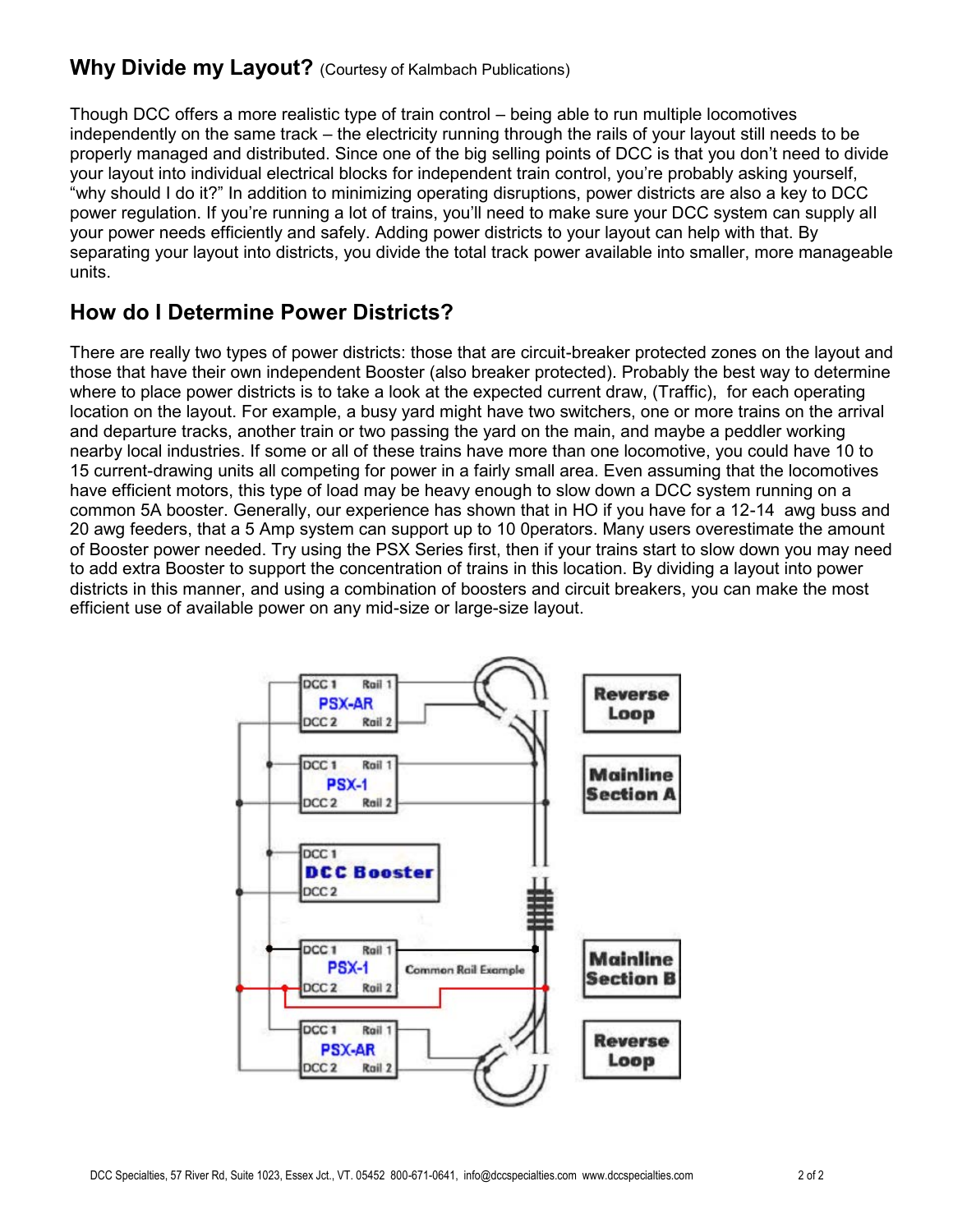## Why Divide my Layout? (Courtesy of Kalmbach Publications)

Though DCC offers a more realistic type of train control – being able to run multiple locomotives independently on the same track – the electricity running through the rails of your layout still needs to be properly managed and distributed. Since one of the big selling points of DCC is that you don't need to divide your layout into individual electrical blocks for independent train control, you're probably asking yourself, "why should I do it?" In addition to minimizing operating disruptions, power districts are also a key to DCC power regulation. If you're running a lot of trains, you'll need to make sure your DCC system can supply all your power needs efficiently and safely. Adding power districts to your layout can help with that. By separating your layout into districts, you divide the total track power available into smaller, more manageable units.

## How do I Determine Power Districts?

There are really two types of power districts: those that are circuit-breaker protected zones on the layout and those that have their own independent Booster (also breaker protected). Probably the best way to determine where to place power districts is to take a look at the expected current draw, (Traffic), for each operating location on the layout. For example, a busy yard might have two switchers, one or more trains on the arrival and departure tracks, another train or two passing the yard on the main, and maybe a peddler working nearby local industries. If some or all of these trains have more than one locomotive, you could have 10 to 15 current-drawing units all competing for power in a fairly small area. Even assuming that the locomotives have efficient motors, this type of load may be heavy enough to slow down a DCC system running on a common 5A booster. Generally, our experience has shown that in HO if you have for a 12-14 awg buss and 20 awg feeders, that a 5 Amp system can support up to 10 0perators. Many users overestimate the amount of Booster power needed. Try using the PSX Series first, then if your trains start to slow down you may need to add extra Booster to support the concentration of trains in this location. By dividing a layout into power districts in this manner, and using a combination of boosters and circuit breakers, you can make the most efficient use of available power on any mid-size or large-size layout.

DCC 1 Rail 1 PSX-AR DCC 2 Rail 2 — Reverse Loop

DCC 1 Rail 1 PSX-1 DCC 2 Rail 2 — Mainline Section A

DCC 1 DCC Booster DCC 2

DCC 1 Rail 1 PSX-1 DCC 2 Rail 2 — Common Rail Example — Mainline Section B

DCC 1 Rail 1 PSX-AR DCC 2 Rail 2 — Reverse Loop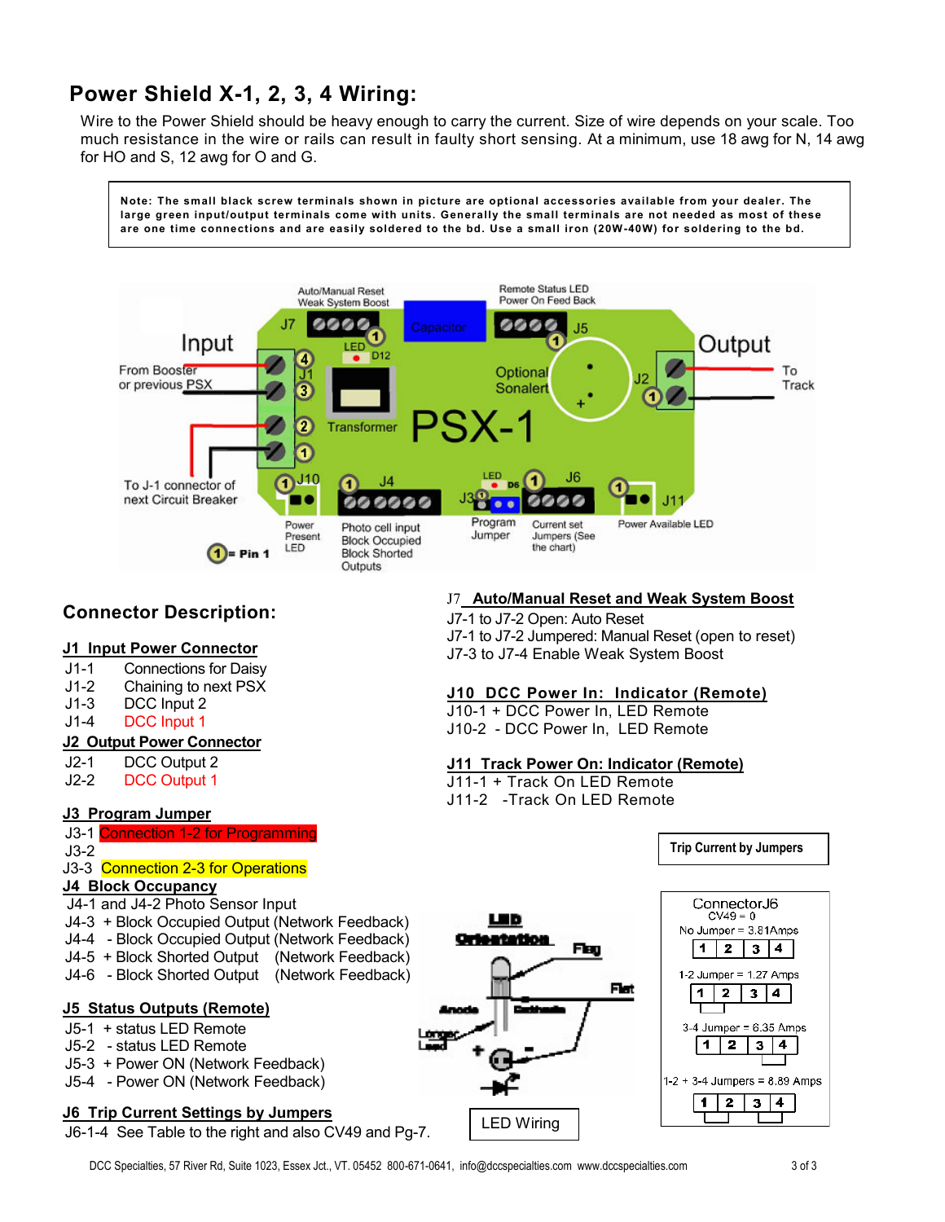# Power Shield X-1, 2, 3, 4 Wiring:

Wire to the Power Shield should be heavy enough to carry the current. Size of wire depends on your scale. Too much resistance in the wire or rails can result in faulty short sensing. At a minimum, use 18 awg for N, 14 awg for HO and S, 12 awg for O and G.

> **Note: The small black screw terminals shown in picture are optional accessories available from your dealer. The large green input/output terminals come with units. Generally the small terminals are not needed as most of these are one time connections and are easily soldered to the bd. Use a small iron (20W-40W) for soldering to the bd.**

## Connector Description:

**J1 Input Power Connector**

- J1-1 Connections for Daisy
- J1-2 Chaining to next PSX
- J1-3 DCC Input 2
- J1-4 DCC Input 1

**J2 Output Power Connector**

- J2-1 DCC Output 2
- J2-2 DCC Output 1

**J3 Program Jumper**

- J3-1 Connection 1-2 for Programming
- J3-2
- J3-3 Connection 2-3 for Operations

**J4 Block Occupancy**

- J4-1 and J4-2 Photo Sensor Input
- J4-3 + Block Occupied Output (Network Feedback)
- J4-4 - Block Occupied Output (Network Feedback)
- J4-5 + Block Shorted Output (Network Feedback)
- J4-6 - Block Shorted Output (Network Feedback)

**J5 Status Outputs (Remote)**

- J5-1 + status LED Remote
- J5-2 - status LED Remote
- J5-3 + Power ON (Network Feedback)
- J5-4 - Power ON (Network Feedback)

**J6 Trip Current Settings by Jumpers**

J6-1-4 See Table to the right and also CV49 and Pg-7.

**J7 Auto/Manual Reset and Weak System Boost**

- J7-1 to J7-2 Open: Auto Reset
- J7-1 to J7-2 Jumpered: Manual Reset (open to reset)
- J7-3 to J7-4 Enable Weak System Boost

**J10 DCC Power In: Indicator (Remote)**

- J10-1 + DCC Power In, LED Remote
- J10-2 - DCC Power In, LED Remote

**J11 Track Power On: Indicator (Remote)**

- J11-1 + Track On LED Remote
- J11-2 -Track On LED Remote

**Trip Current by Jumpers**

Connector J6
CV49 = 0

| Jumper | Trip Current |
|---|---|
| No Jumper | 3.81 Amps |
| 1-2 Jumper | 1.27 Amps |
| 3-4 Jumper | 6.35 Amps |
| 1-2 + 3-4 Jumpers | 8.89 Amps |

LED Wiring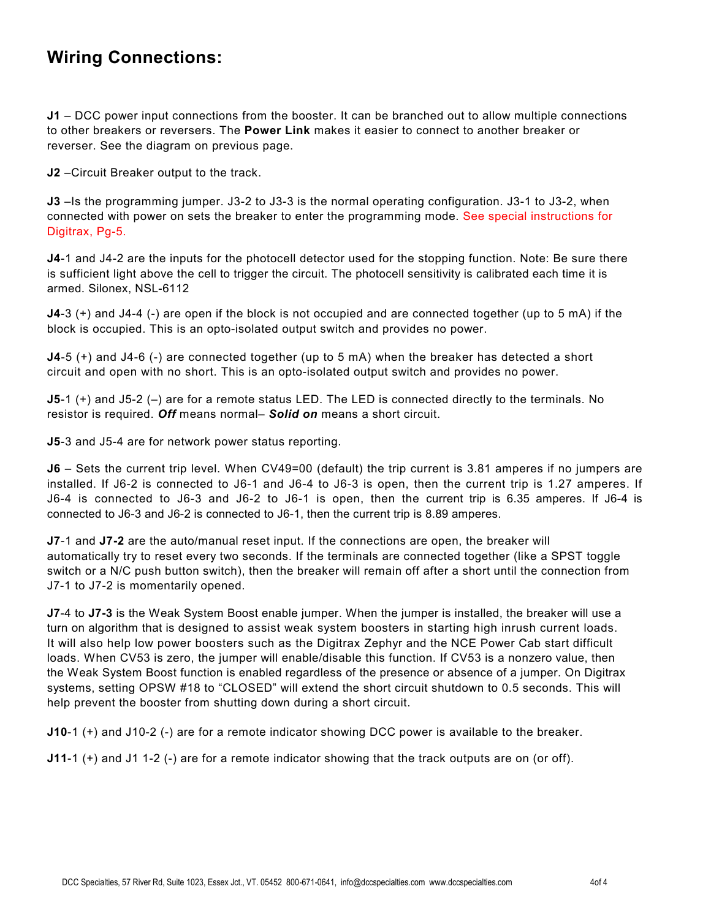# Wiring Connections:

**J1** – DCC power input connections from the booster. It can be branched out to allow multiple connections to other breakers or reversers. The **Power Link** makes it easier to connect to another breaker or reverser. See the diagram on previous page.

**J2** –Circuit Breaker output to the track.

**J3** –Is the programming jumper. J3-2 to J3-3 is the normal operating configuration. J3-1 to J3-2, when connected with power on sets the breaker to enter the programming mode. See special instructions for Digitrax, Pg-5.

**J4**-1 and J4-2 are the inputs for the photocell detector used for the stopping function. Note: Be sure there is sufficient light above the cell to trigger the circuit. The photocell sensitivity is calibrated each time it is armed. Silonex, NSL-6112

**J4**-3 (+) and J4-4 (-) are open if the block is not occupied and are connected together (up to 5 mA) if the block is occupied. This is an opto-isolated output switch and provides no power.

**J4**-5 (+) and J4-6 (-) are connected together (up to 5 mA) when the breaker has detected a short circuit and open with no short. This is an opto-isolated output switch and provides no power.

**J5**-1 (+) and J5-2 (–) are for a remote status LED. The LED is connected directly to the terminals. No resistor is required. ***Off*** means normal– ***Solid on*** means a short circuit.

**J5**-3 and J5-4 are for network power status reporting.

**J6** – Sets the current trip level. When CV49=00 (default) the trip current is 3.81 amperes if no jumpers are installed. If J6-2 is connected to J6-1 and J6-4 to J6-3 is open, then the current trip is 1.27 amperes. If J6-4 is connected to J6-3 and J6-2 to J6-1 is open, then the current trip is 6.35 amperes. If J6-4 is connected to J6-3 and J6-2 is connected to J6-1, then the current trip is 8.89 amperes.

**J7**-1 and **J7-2** are the auto/manual reset input. If the connections are open, the breaker will automatically try to reset every two seconds. If the terminals are connected together (like a SPST toggle switch or a N/C push button switch), then the breaker will remain off after a short until the connection from J7-1 to J7-2 is momentarily opened.

**J7**-4 to **J7-3** is the Weak System Boost enable jumper. When the jumper is installed, the breaker will use a turn on algorithm that is designed to assist weak system boosters in starting high inrush current loads. It will also help low power boosters such as the Digitrax Zephyr and the NCE Power Cab start difficult loads. When CV53 is zero, the jumper will enable/disable this function. If CV53 is a nonzero value, then the Weak System Boost function is enabled regardless of the presence or absence of a jumper. On Digitrax systems, setting OPSW #18 to "CLOSED" will extend the short circuit shutdown to 0.5 seconds. This will help prevent the booster from shutting down during a short circuit.

**J10**-1 (+) and J10-2 (-) are for a remote indicator showing DCC power is available to the breaker.

**J11**-1 (+) and J1 1-2 (-) are for a remote indicator showing that the track outputs are on (or off).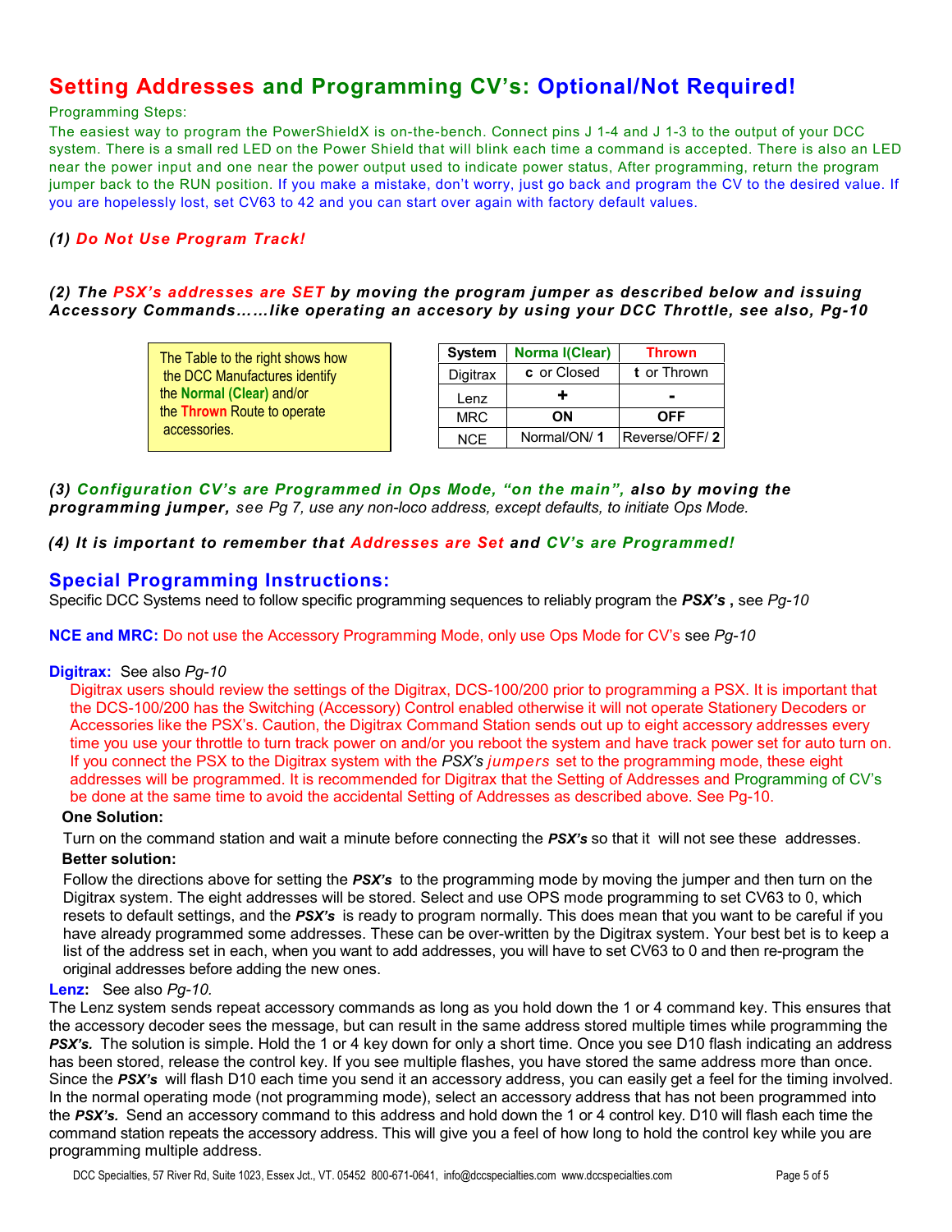## Setting Addresses and Programming CV's: Optional/Not Required!

Programming Steps:

The easiest way to program the PowerShieldX is on-the-bench. Connect pins J 1-4 and J 1-3 to the output of your DCC system. There is a small red LED on the Power Shield that will blink each time a command is accepted. There is also an LED near the power input and one near the power output used to indicate power status, After programming, return the program jumper back to the RUN position. If you make a mistake, don't worry, just go back and program the CV to the desired value. If you are hopelessly lost, set CV63 to 42 and you can start over again with factory default values.

***(1) Do Not Use Program Track!***

***(2) The PSX's addresses are SET by moving the program jumper as described below and issuing Accessory Commands……like operating an accesory by using your DCC Throttle, see also, Pg-10***

The Table to the right shows how the DCC Manufactures identify the **Normal (Clear)** and/or the **Thrown** Route to operate accessories.

| System | Norma l(Clear) | Thrown |
|---|---|---|
| Digitrax | **c** or Closed | **t** or Thrown |
| Lenz | **+** | **-** |
| MRC | **ON** | **OFF** |
| NCE | Normal/ON/ **1** | Reverse/OFF/ **2** |

***(3) Configuration CV's are Programmed in Ops Mode, "on the main", also by moving the programming jumper,*** *see Pg 7, use any non-loco address, except defaults, to initiate Ops Mode.*

***(4) It is important to remember that Addresses are Set and CV's are Programmed!***

## Special Programming Instructions:

Specific DCC Systems need to follow specific programming sequences to reliably program the ***PSX's*** **,** see *Pg-10*

**NCE and MRC:** Do not use the Accessory Programming Mode, only use Ops Mode for CV's see *Pg-10*

**Digitrax:** See also *Pg-10*

Digitrax users should review the settings of the Digitrax, DCS-100/200 prior to programming a PSX. It is important that the DCS-100/200 has the Switching (Accessory) Control enabled otherwise it will not operate Stationery Decoders or Accessories like the PSX's. Caution, the Digitrax Command Station sends out up to eight accessory addresses every time you use your throttle to turn track power on and/or you reboot the system and have track power set for auto turn on. If you connect the PSX to the Digitrax system with the *PSX's jumpers* set to the programming mode, these eight addresses will be programmed. It is recommended for Digitrax that the Setting of Addresses and Programming of CV's be done at the same time to avoid the accidental Setting of Addresses as described above. See Pg-10.

**One Solution:**

Turn on the command station and wait a minute before connecting the ***PSX's*** so that it will not see these addresses.

**Better solution:**

Follow the directions above for setting the ***PSX's*** to the programming mode by moving the jumper and then turn on the Digitrax system. The eight addresses will be stored. Select and use OPS mode programming to set CV63 to 0, which resets to default settings, and the ***PSX's*** is ready to program normally. This does mean that you want to be careful if you have already programmed some addresses. These can be over-written by the Digitrax system. Your best bet is to keep a list of the address set in each, when you want to add addresses, you will have to set CV63 to 0 and then re-program the original addresses before adding the new ones.

**Lenz:** See also *Pg-10.*

The Lenz system sends repeat accessory commands as long as you hold down the 1 or 4 command key. This ensures that the accessory decoder sees the message, but can result in the same address stored multiple times while programming the ***PSX's.*** The solution is simple. Hold the 1 or 4 key down for only a short time. Once you see D10 flash indicating an address has been stored, release the control key. If you see multiple flashes, you have stored the same address more than once. Since the ***PSX's*** will flash D10 each time you send it an accessory address, you can easily get a feel for the timing involved. In the normal operating mode (not programming mode), select an accessory address that has not been programmed into the ***PSX's.*** Send an accessory command to this address and hold down the 1 or 4 control key. D10 will flash each time the command station repeats the accessory address. This will give you a feel of how long to hold the control key while you are programming multiple address.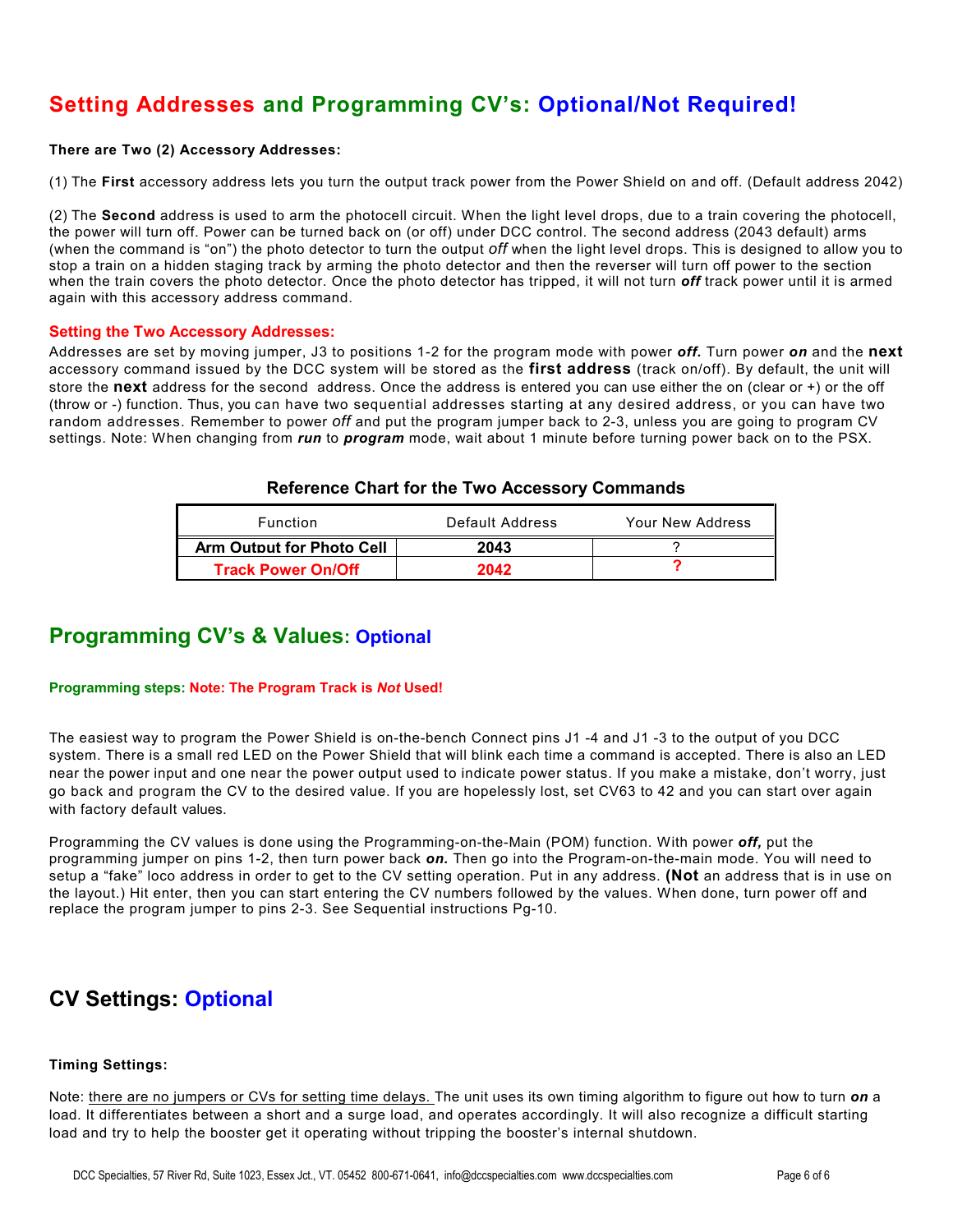## Setting Addresses and Programming CV's: Optional/Not Required!

**There are Two (2) Accessory Addresses:**

(1) The **First** accessory address lets you turn the output track power from the Power Shield on and off. (Default address 2042)

(2) The **Second** address is used to arm the photocell circuit. When the light level drops, due to a train covering the photocell, the power will turn off. Power can be turned back on (or off) under DCC control. The second address (2043 default) arms (when the command is "on") the photo detector to turn the output *off* when the light level drops. This is designed to allow you to stop a train on a hidden staging track by arming the photo detector and then the reverser will turn off power to the section when the train covers the photo detector. Once the photo detector has tripped, it will not turn ***off*** track power until it is armed again with this accessory address command.

### Setting the Two Accessory Addresses:

Addresses are set by moving jumper, J3 to positions 1-2 for the program mode with power ***off.*** Turn power ***on*** and the **next** accessory command issued by the DCC system will be stored as the **first address** (track on/off). By default, the unit will store the **next** address for the second address. Once the address is entered you can use either the on (clear or +) or the off (throw or -) function. Thus, you can have two sequential addresses starting at any desired address, or you can have two random addresses. Remember to power *off* and put the program jumper back to 2-3, unless you are going to program CV settings. Note: When changing from ***run*** to ***program*** mode, wait about 1 minute before turning power back on to the PSX.

**Reference Chart for the Two Accessory Commands**

| Function | Default Address | Your New Address |
|---|---|---|
| **Arm Output for Photo Cell** | **2043** | ? |
| **Track Power On/Off** | **2042** | **?** |

## Programming CV's & Values: Optional

**Programming steps: Note: The Program Track is *Not* Used!**

The easiest way to program the Power Shield is on-the-bench Connect pins J1 -4 and J1 -3 to the output of you DCC system. There is a small red LED on the Power Shield that will blink each time a command is accepted. There is also an LED near the power input and one near the power output used to indicate power status. If you make a mistake, don't worry, just go back and program the CV to the desired value. If you are hopelessly lost, set CV63 to 42 and you can start over again with factory default values.

Programming the CV values is done using the Programming-on-the-Main (POM) function. With power ***off,*** put the programming jumper on pins 1-2, then turn power back ***on.*** Then go into the Program-on-the-main mode. You will need to setup a "fake" loco address in order to get to the CV setting operation. Put in any address. **(Not** an address that is in use on the layout.) Hit enter, then you can start entering the CV numbers followed by the values. When done, turn power off and replace the program jumper to pins 2-3. See Sequential instructions Pg-10.

## CV Settings: Optional

**Timing Settings:**

Note: there are no jumpers or CVs for setting time delays. The unit uses its own timing algorithm to figure out how to turn ***on*** a load. It differentiates between a short and a surge load, and operates accordingly. It will also recognize a difficult starting load and try to help the booster get it operating without tripping the booster's internal shutdown.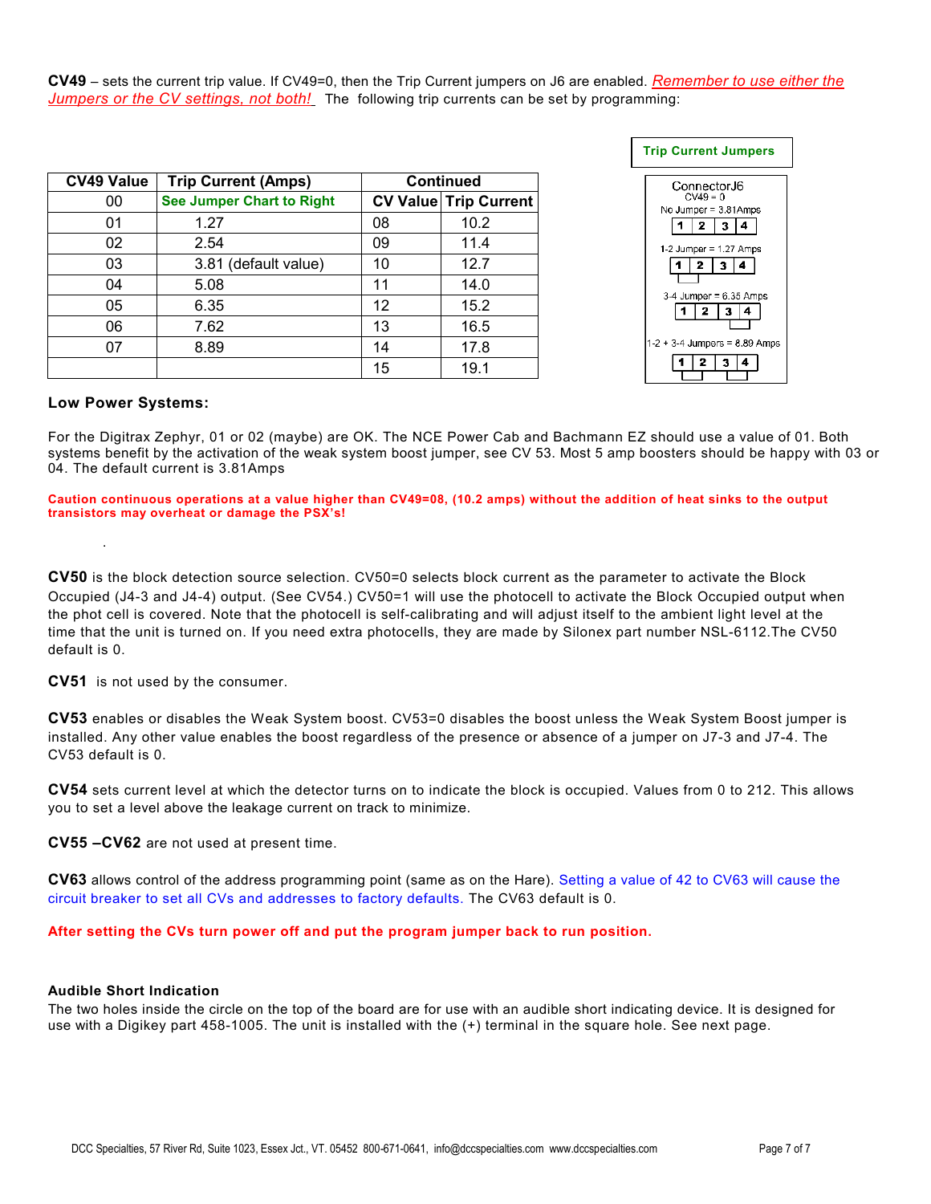**CV49** – sets the current trip value. If CV49=0, then the Trip Current jumpers on J6 are enabled. *Remember to use either the Jumpers or the CV settings, not both!* The following trip currents can be set by programming:

| CV49 Value | Trip Current (Amps) | Continued | |
|---|---|---|---|
| 00 | See Jumper Chart to Right | CV Value | Trip Current |
| 01 | 1.27 | 08 | 10.2 |
| 02 | 2.54 | 09 | 11.4 |
| 03 | 3.81 (default value) | 10 | 12.7 |
| 04 | 5.08 | 11 | 14.0 |
| 05 | 6.35 | 12 | 15.2 |
| 06 | 7.62 | 13 | 16.5 |
| 07 | 8.89 | 14 | 17.8 |
| | | 15 | 19.1 |

**Trip Current Jumpers**

ConnectorJ6
CV49 = 0
No Jumper = 3.81Amps
1 2 3 4
1-2 Jumper = 1.27 Amps
1 2 3 4
3-4 Jumper = 6.35 Amps
1 2 3 4
1-2 + 3-4 Jumpers = 8.89 Amps
1 2 3 4

### Low Power Systems:

For the Digitrax Zephyr, 01 or 02 (maybe) are OK. The NCE Power Cab and Bachmann EZ should use a value of 01. Both systems benefit by the activation of the weak system boost jumper, see CV 53. Most 5 amp boosters should be happy with 03 or 04. The default current is 3.81Amps

**Caution continuous operations at a value higher than CV49=08, (10.2 amps) without the addition of heat sinks to the output transistors may overheat or damage the PSX's!**

**CV50** is the block detection source selection. CV50=0 selects block current as the parameter to activate the Block Occupied (J4-3 and J4-4) output. (See CV54.) CV50=1 will use the photocell to activate the Block Occupied output when the phot cell is covered. Note that the photocell is self-calibrating and will adjust itself to the ambient light level at the time that the unit is turned on. If you need extra photocells, they are made by Silonex part number NSL-6112.The CV50 default is 0.

**CV51** is not used by the consumer.

**CV53** enables or disables the Weak System boost. CV53=0 disables the boost unless the Weak System Boost jumper is installed. Any other value enables the boost regardless of the presence or absence of a jumper on J7-3 and J7-4. The CV53 default is 0.

**CV54** sets current level at which the detector turns on to indicate the block is occupied. Values from 0 to 212. This allows you to set a level above the leakage current on track to minimize.

**CV55 –CV62** are not used at present time.

**CV63** allows control of the address programming point (same as on the Hare). Setting a value of 42 to CV63 will cause the circuit breaker to set all CVs and addresses to factory defaults. The CV63 default is 0.

**After setting the CVs turn power off and put the program jumper back to run position.**

### Audible Short Indication

The two holes inside the circle on the top of the board are for use with an audible short indicating device. It is designed for use with a Digikey part 458-1005. The unit is installed with the (+) terminal in the square hole. See next page.

DCC Specialties, 57 River Rd, Suite 1023, Essex Jct., VT. 05452 800-671-0641, info@dccspecialties.com www.dccspecialties.com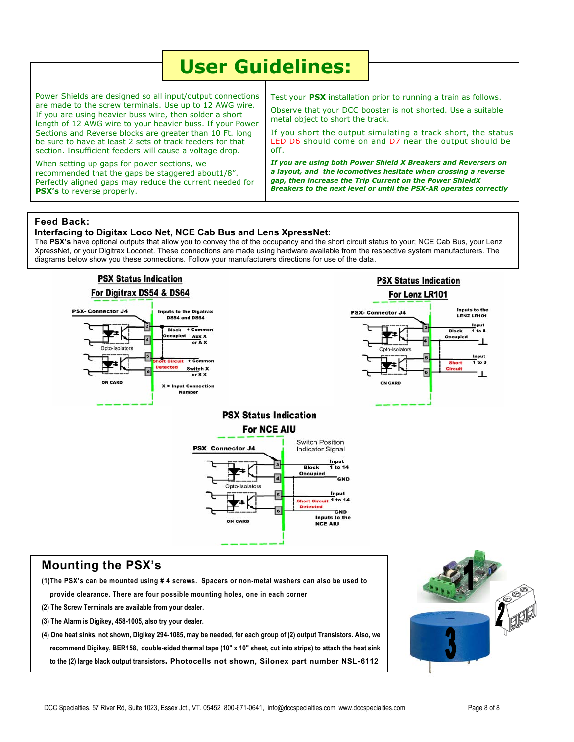# User Guidelines:

Power Shields are designed so all input/output connections are made to the screw terminals. Use up to 12 AWG wire. If you are using heavier buss wire, then solder a short length of 12 AWG wire to your heavier buss. If your Power Sections and Reverse blocks are greater than 10 Ft. long be sure to have at least 2 sets of track feeders for that section. Insufficient feeders will cause a voltage drop.

When setting up gaps for power sections, we recommended that the gaps be staggered about1/8". Perfectly aligned gaps may reduce the current needed for **PSX's** to reverse properly.

Test your **PSX** installation prior to running a train as follows.

Observe that your DCC booster is not shorted. Use a suitable metal object to short the track.

If you short the output simulating a track short, the status LED D6 should come on and D7 near the output should be off.

***If you are using both Power Shield X Breakers and Reversers on a layout, and the locomotives hesitate when crossing a reverse gap, then increase the Trip Current on the Power ShieldX Breakers to the next level or until the PSX-AR operates correctly***

## Feed Back:

### Interfacing to Digitax Loco Net, NCE Cab Bus and Lens XpressNet:

The **PSX's** have optional outputs that allow you to convey the of the occupancy and the short circuit status to your; NCE Cab Bus, your Lenz XpressNet, or your Digitrax Loconet. These connections are made using hardware available from the respective system manufacturers. The diagrams below show you these connections. Follow your manufacturers directions for use of the data.

**PSX Status Indication For Digitrax DS54 & DS64**

PSX- Connector J4 — Inputs to the Digatrax DS54 and DS64
- 3: Block Occupied — + Common
- 4: Aux X or A X
- 5: Short Circuit Detected — + Common
- 6: Switch X or S X

Opto-Isolators, ON CARD. X = Input Connection Number

**PSX Status Indication For Lenz LR101**

PSX- Connector J4 — Inputs to the LENZ LR101
- 3: Block Occupied — Input 1 to 8
- 4: ground
- 5: Short Circuit — Input 1 to 8
- 6: ground

Opto-Isolators, ON CARD

**PSX Status Indication For NCE AIU**

PSX Connector J4 — Switch Position Indicator Signal
- 3: Block Occupied — Input 1 to 14
- 4: GND
- 5: Short Circuit Detected — Input 1 to 14
- 6: GND

Opto-Isolators, ON CARD. Inputs to the NCE AIU

## Mounting the PSX's

**(1)The PSX's can be mounted using # 4 screws. Spacers or non-metal washers can also be used to provide clearance. There are four possible mounting holes, one in each corner**

**(2) The Screw Terminals are available from your dealer.**

**(3) The Alarm is Digikey, 458-1005, also try your dealer.**

**(4) One heat sinks, not shown, Digikey 294-1085, may be needed, for each group of (2) output Transistors. Also, we recommend Digikey, BER158, double-sided thermal tape (10" x 10" sheet, cut into strips) to attach the heat sink to the (2) large black output transistors. Photocells not shown, Silonex part number NSL-6112**

DCC Specialties, 57 River Rd, Suite 1023, Essex Jct., VT. 05452 800-671-0641, info@dccspecialties.com www.dccspecialties.com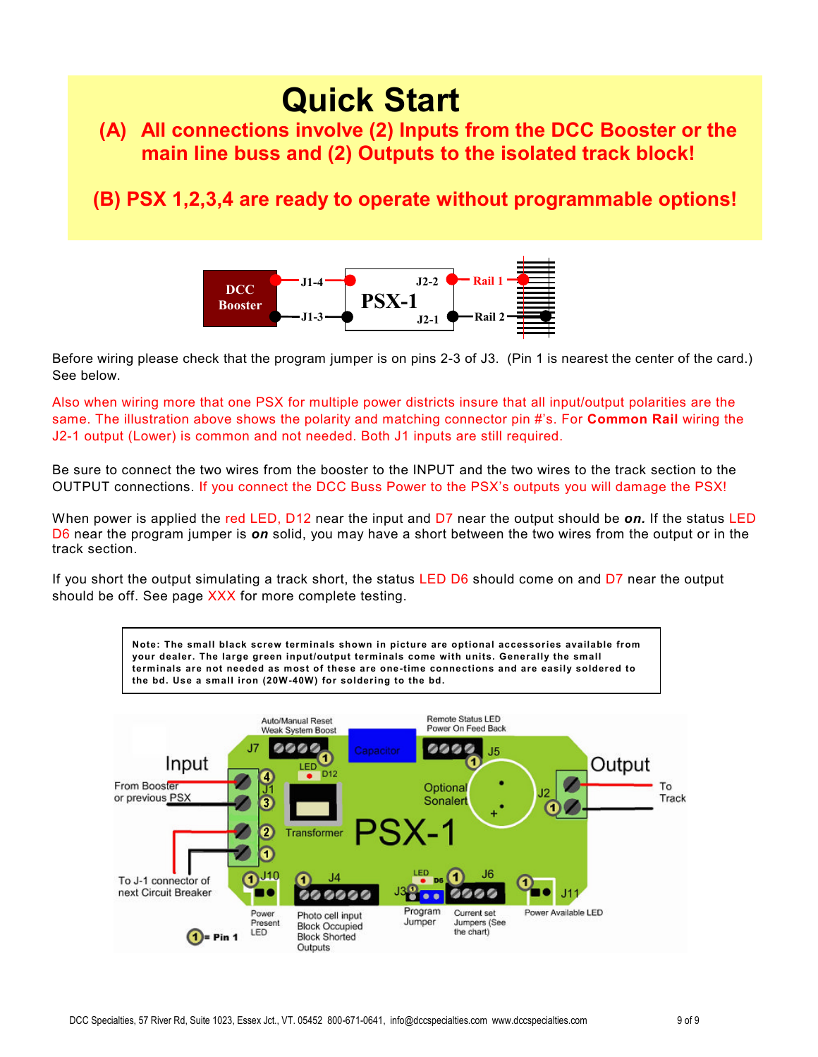# Quick Start

## (A) All connections involve (2) Inputs from the DCC Booster or the main line buss and (2) Outputs to the isolated track block!

## (B) PSX 1,2,3,4 are ready to operate without programmable options!

Before wiring please check that the program jumper is on pins 2-3 of J3. (Pin 1 is nearest the center of the card.) See below.

Also when wiring more that one PSX for multiple power districts insure that all input/output polarities are the same. The illustration above shows the polarity and matching connector pin #'s. For **Common Rail** wiring the J2-1 output (Lower) is common and not needed. Both J1 inputs are still required.

Be sure to connect the two wires from the booster to the INPUT and the two wires to the track section to the OUTPUT connections. If you connect the DCC Buss Power to the PSX's outputs you will damage the PSX!

When power is applied the red LED, D12 near the input and D7 near the output should be ***on.*** If the status LED D6 near the program jumper is ***on*** solid, you may have a short between the two wires from the output or in the track section.

If you short the output simulating a track short, the status LED D6 should come on and D7 near the output should be off. See page XXX for more complete testing.

> **Note: The small black screw terminals shown in picture are optional accessories available from your dealer. The large green input/output terminals come with units. Generally the small terminals are not needed as most of these are one-time connections and are easily soldered to the bd. Use a small iron (20W-40W) for soldering to the bd.**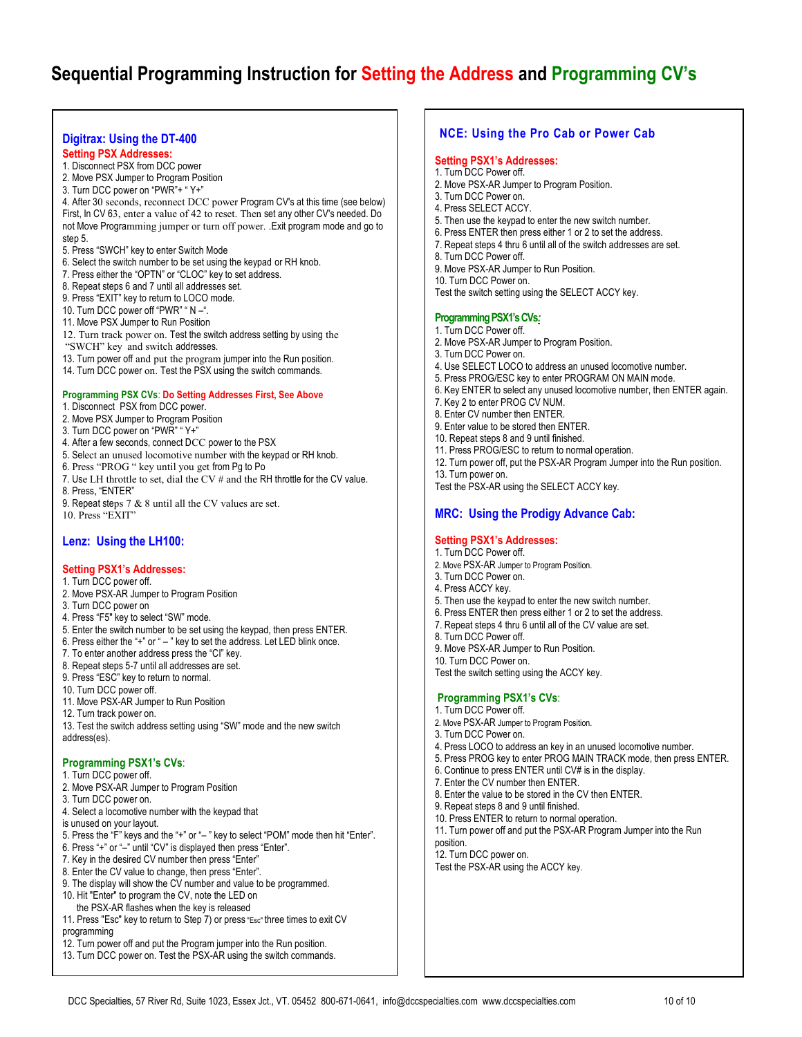# Sequential Programming Instruction for Setting the Address and Programming CV's

## Digitrax: Using the DT-400

### Setting PSX Addresses:

1. Disconnect PSX from DCC power
2. Move PSX Jumper to Program Position
3. Turn DCC power on "PWR"+ " Y+"
4. After 30 seconds, reconnect DCC power Program CV's at this time (see below) First, In CV 63, enter a value of 42 to reset. Then set any other CV's needed. Do not Move Programming jumper or turn off power. .Exit program mode and go to step 5.
5. Press "SWCH" key to enter Switch Mode
6. Select the switch number to be set using the keypad or RH knob.
7. Press either the "OPTN" or "CLOC" key to set address.
8. Repeat steps 6 and 7 until all addresses set.
9. Press "EXIT" key to return to LOCO mode.
10. Turn DCC power off "PWR" " N –".
11. Move PSX Jumper to Run Position
12. Turn track power on. Test the switch address setting by using the "SWCH" key and switch addresses.
13. Turn power off and put the program jumper into the Run position.
14. Turn DCC power on. Test the PSX using the switch commands.

### Programming PSX CVs: Do Setting Addresses First, See Above

1. Disconnect PSX from DCC power.
2. Move PSX Jumper to Program Position
3. Turn DCC power on "PWR" " Y+"
4. After a few seconds, connect DCC power to the PSX
5. Select an unused locomotive number with the keypad or RH knob.
6. Press "PROG " key until you get from Pg to Po
7. Use LH throttle to set, dial the CV # and the RH throttle for the CV value.
8. Press, "ENTER"
9. Repeat steps 7 & 8 until all the CV values are set.
10. Press "EXIT"

## Lenz: Using the LH100:

### Setting PSX1's Addresses:

1. Turn DCC power off.
2. Move PSX-AR Jumper to Program Position
3. Turn DCC power on
4. Press "F5" key to select "SW" mode.
5. Enter the switch number to be set using the keypad, then press ENTER.
6. Press either the "+" or " – " key to set the address. Let LED blink once.
7. To enter another address press the "Cl" key.
8. Repeat steps 5-7 until all addresses are set.
9. Press "ESC" key to return to normal.
10. Turn DCC power off.
11. Move PSX-AR Jumper to Run Position
12. Turn track power on.
13. Test the switch address setting using "SW" mode and the new switch address(es).

### Programming PSX1's CVs:

1. Turn DCC power off.
2. Move PSX-AR Jumper to Program Position
3. Turn DCC power on.
4. Select a locomotive number with the keypad that is unused on your layout.
5. Press the "F" keys and the "+" or "– " key to select "POM" mode then hit "Enter".
6. Press "+" or "–" until "CV" is displayed then press "Enter".
7. Key in the desired CV number then press "Enter"
8. Enter the CV value to change, then press "Enter".
9. The display will show the CV number and value to be programmed.
10. Hit "Enter" to program the CV, note the LED on the PSX-AR flashes when the key is released
11. Press "Esc" key to return to Step 7) or press "Esc" three times to exit CV programming
12. Turn power off and put the Program jumper into the Run position.
13. Turn DCC power on. Test the PSX-AR using the switch commands.

## NCE: Using the Pro Cab or Power Cab

### Setting PSX1's Addresses:

1. Turn DCC Power off.
2. Move PSX-AR Jumper to Program Position.
3. Turn DCC Power on.
4. Press SELECT ACCY.
5. Then use the keypad to enter the new switch number.
6. Press ENTER then press either 1 or 2 to set the address.
7. Repeat steps 4 thru 6 until all of the switch addresses are set.
8. Turn DCC Power off.
9. Move PSX-AR Jumper to Run Position.
10. Turn DCC Power on.

Test the switch setting using the SELECT ACCY key.

### Programming PSX1's CVs:

1. Turn DCC Power off.
2. Move PSX-AR Jumper to Program Position.
3. Turn DCC Power on.
4. Use SELECT LOCO to address an unused locomotive number.
5. Press PROG/ESC key to enter PROGRAM ON MAIN mode.
6. Key ENTER to select any unused locomotive number, then ENTER again.
7. Key 2 to enter PROG CV NUM.
8. Enter CV number then ENTER.
9. Enter value to be stored then ENTER.
10. Repeat steps 8 and 9 until finished.
11. Press PROG/ESC to return to normal operation.
12. Turn power off, put the PSX-AR Program Jumper into the Run position.
13. Turn power on.

Test the PSX-AR using the SELECT ACCY key.

## MRC: Using the Prodigy Advance Cab:

### Setting PSX1's Addresses:

1. Turn DCC Power off.
2. Move PSX-AR Jumper to Program Position.
3. Turn DCC Power on.
4. Press ACCY key.
5. Then use the keypad to enter the new switch number.
6. Press ENTER then press either 1 or 2 to set the address.
7. Repeat steps 4 thru 6 until all of the CV value are set.
8. Turn DCC Power off.
9. Move PSX-AR Jumper to Run Position.
10. Turn DCC Power on.

Test the switch setting using the ACCY key.

### Programming PSX1's CVs:

1. Turn DCC Power off.
2. Move PSX-AR Jumper to Program Position.
3. Turn DCC Power on.
4. Press LOCO to address an key in an unused locomotive number.
5. Press PROG key to enter PROG MAIN TRACK mode, then press ENTER.
6. Continue to press ENTER until CV# is in the display.
7. Enter the CV number then ENTER.
8. Enter the value to be stored in the CV then ENTER.
9. Repeat steps 8 and 9 until finished.
10. Press ENTER to return to normal operation.
11. Turn power off and put the PSX-AR Program Jumper into the Run position.
12. Turn DCC power on.

Test the PSX-AR using the ACCY key.

DCC Specialties, 57 River Rd, Suite 1023, Essex Jct., VT. 05452 800-671-0641, info@dccspecialties.com www.dccspecialties.com